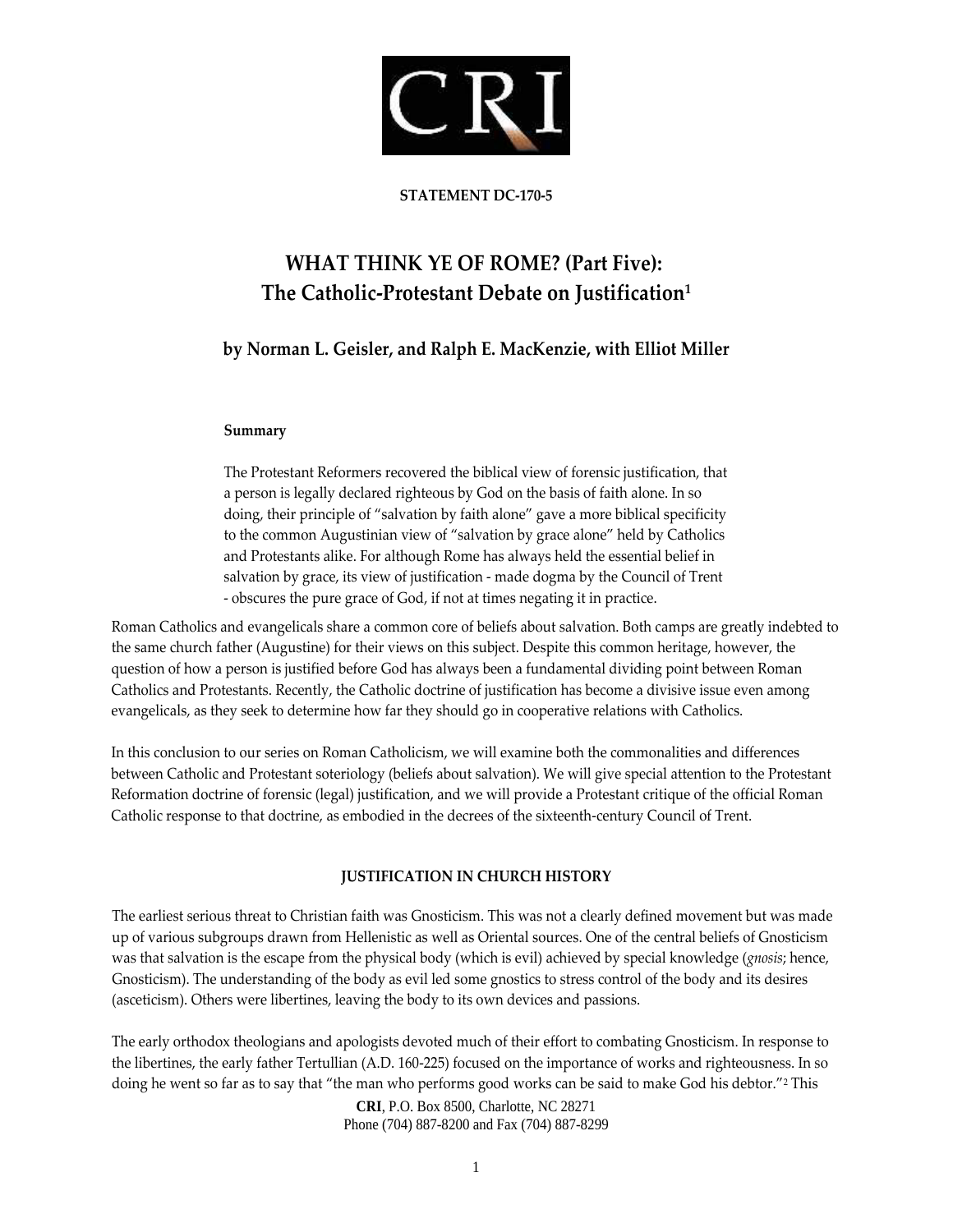**STATEMENT DC-170-5**

# WHAT THINK YE OF ROME? (Part Five): The Catholic-Protestant Debate on Justification[1]

## by Norman L. Geisler, and Ralph E. MacKenzie, with Elliot Miller

**Summary**

The Protestant Reformers recovered the biblical view of forensic justification, that a person is legally declared righteous by God on the basis of faith alone. In so doing, their principle of "salvation by faith alone" gave a more biblical specificity to the common Augustinian view of "salvation by grace alone" held by Catholics and Protestants alike. For although Rome has always held the essential belief in salvation by grace, its view of justification - made dogma by the Council of Trent - obscures the pure grace of God, if not at times negating it in practice.

Roman Catholics and evangelicals share a common core of beliefs about salvation. Both camps are greatly indebted to the same church father (Augustine) for their views on this subject. Despite this common heritage, however, the question of how a person is justified before God has always been a fundamental dividing point between Roman Catholics and Protestants. Recently, the Catholic doctrine of justification has become a divisive issue even among evangelicals, as they seek to determine how far they should go in cooperative relations with Catholics.

In this conclusion to our series on Roman Catholicism, we will examine both the commonalities and differences between Catholic and Protestant soteriology (beliefs about salvation). We will give special attention to the Protestant Reformation doctrine of forensic (legal) justification, and we will provide a Protestant critique of the official Roman Catholic response to that doctrine, as embodied in the decrees of the sixteenth-century Council of Trent.

### JUSTIFICATION IN CHURCH HISTORY

The earliest serious threat to Christian faith was Gnosticism. This was not a clearly defined movement but was made up of various subgroups drawn from Hellenistic as well as Oriental sources. One of the central beliefs of Gnosticism was that salvation is the escape from the physical body (which is evil) achieved by special knowledge (*gnosis*; hence, Gnosticism). The understanding of the body as evil led some gnostics to stress control of the body and its desires (asceticism). Others were libertines, leaving the body to its own devices and passions.

The early orthodox theologians and apologists devoted much of their effort to combating Gnosticism. In response to the libertines, the early father Tertullian (A.D. 160-225) focused on the importance of works and righteousness. In so doing he went so far as to say that "the man who performs good works can be said to make God his debtor."[2] This

**CRI**, P.O. Box 8500, Charlotte, NC 28271
Phone (704) 887-8200 and Fax (704) 887-8299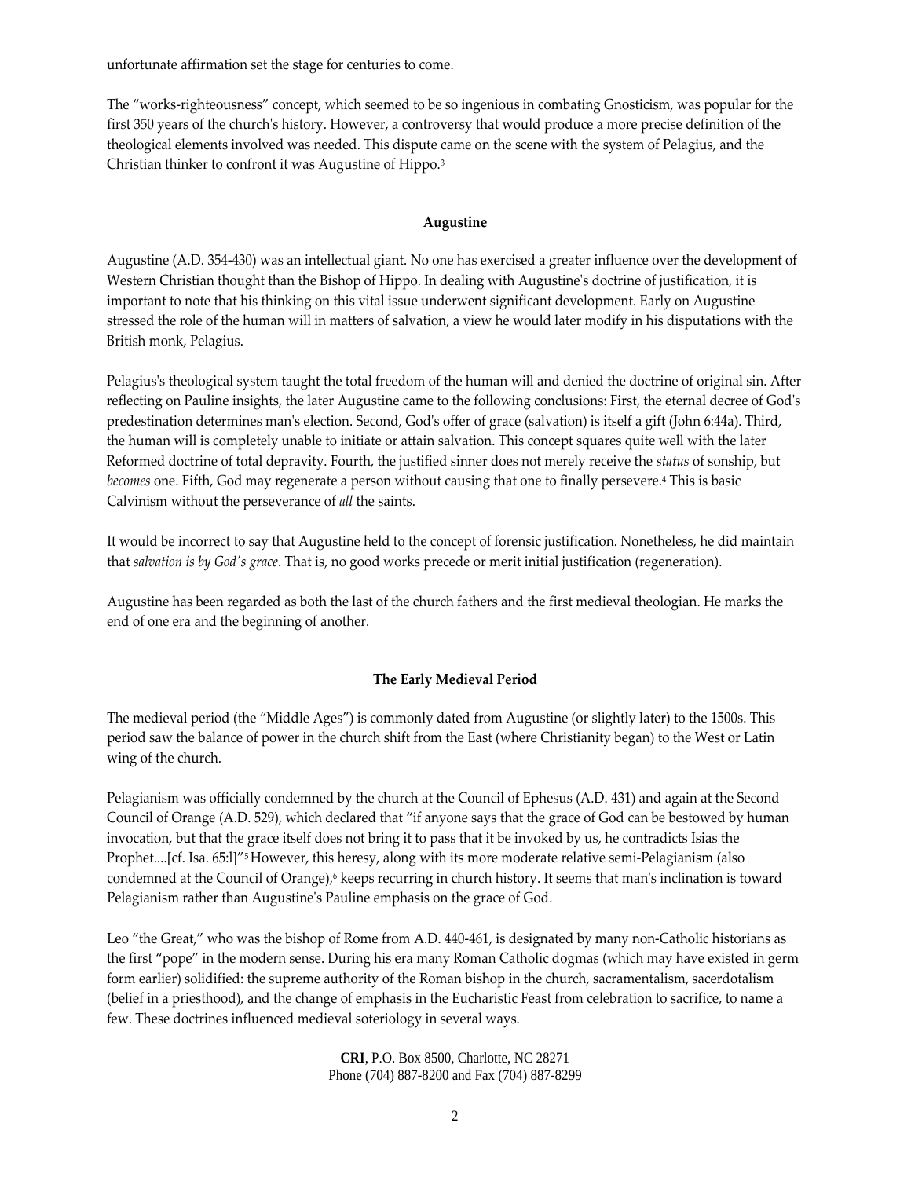unfortunate affirmation set the stage for centuries to come.

The "works-righteousness" concept, which seemed to be so ingenious in combating Gnosticism, was popular for the first 350 years of the church's history. However, a controversy that would produce a more precise definition of the theological elements involved was needed. This dispute came on the scene with the system of Pelagius, and the Christian thinker to confront it was Augustine of Hippo.[3]

## Augustine

Augustine (A.D. 354-430) was an intellectual giant. No one has exercised a greater influence over the development of Western Christian thought than the Bishop of Hippo. In dealing with Augustine's doctrine of justification, it is important to note that his thinking on this vital issue underwent significant development. Early on Augustine stressed the role of the human will in matters of salvation, a view he would later modify in his disputations with the British monk, Pelagius.

Pelagius's theological system taught the total freedom of the human will and denied the doctrine of original sin. After reflecting on Pauline insights, the later Augustine came to the following conclusions: First, the eternal decree of God's predestination determines man's election. Second, God's offer of grace (salvation) is itself a gift (John 6:44a). Third, the human will is completely unable to initiate or attain salvation. This concept squares quite well with the later Reformed doctrine of total depravity. Fourth, the justified sinner does not merely receive the *status* of sonship, but *becomes* one. Fifth, God may regenerate a person without causing that one to finally persevere.[4] This is basic Calvinism without the perseverance of *all* the saints.

It would be incorrect to say that Augustine held to the concept of forensic justification. Nonetheless, he did maintain that *salvation is by God's grace*. That is, no good works precede or merit initial justification (regeneration).

Augustine has been regarded as both the last of the church fathers and the first medieval theologian. He marks the end of one era and the beginning of another.

## The Early Medieval Period

The medieval period (the "Middle Ages") is commonly dated from Augustine (or slightly later) to the 1500s. This period saw the balance of power in the church shift from the East (where Christianity began) to the West or Latin wing of the church.

Pelagianism was officially condemned by the church at the Council of Ephesus (A.D. 431) and again at the Second Council of Orange (A.D. 529), which declared that "if anyone says that the grace of God can be bestowed by human invocation, but that the grace itself does not bring it to pass that it be invoked by us, he contradicts Isias the Prophet....[cf. Isa. 65:l]"[5] However, this heresy, along with its more moderate relative semi-Pelagianism (also condemned at the Council of Orange),[6] keeps recurring in church history. It seems that man's inclination is toward Pelagianism rather than Augustine's Pauline emphasis on the grace of God.

Leo "the Great," who was the bishop of Rome from A.D. 440-461, is designated by many non-Catholic historians as the first "pope" in the modern sense. During his era many Roman Catholic dogmas (which may have existed in germ form earlier) solidified: the supreme authority of the Roman bishop in the church, sacramentalism, sacerdotalism (belief in a priesthood), and the change of emphasis in the Eucharistic Feast from celebration to sacrifice, to name a few. These doctrines influenced medieval soteriology in several ways.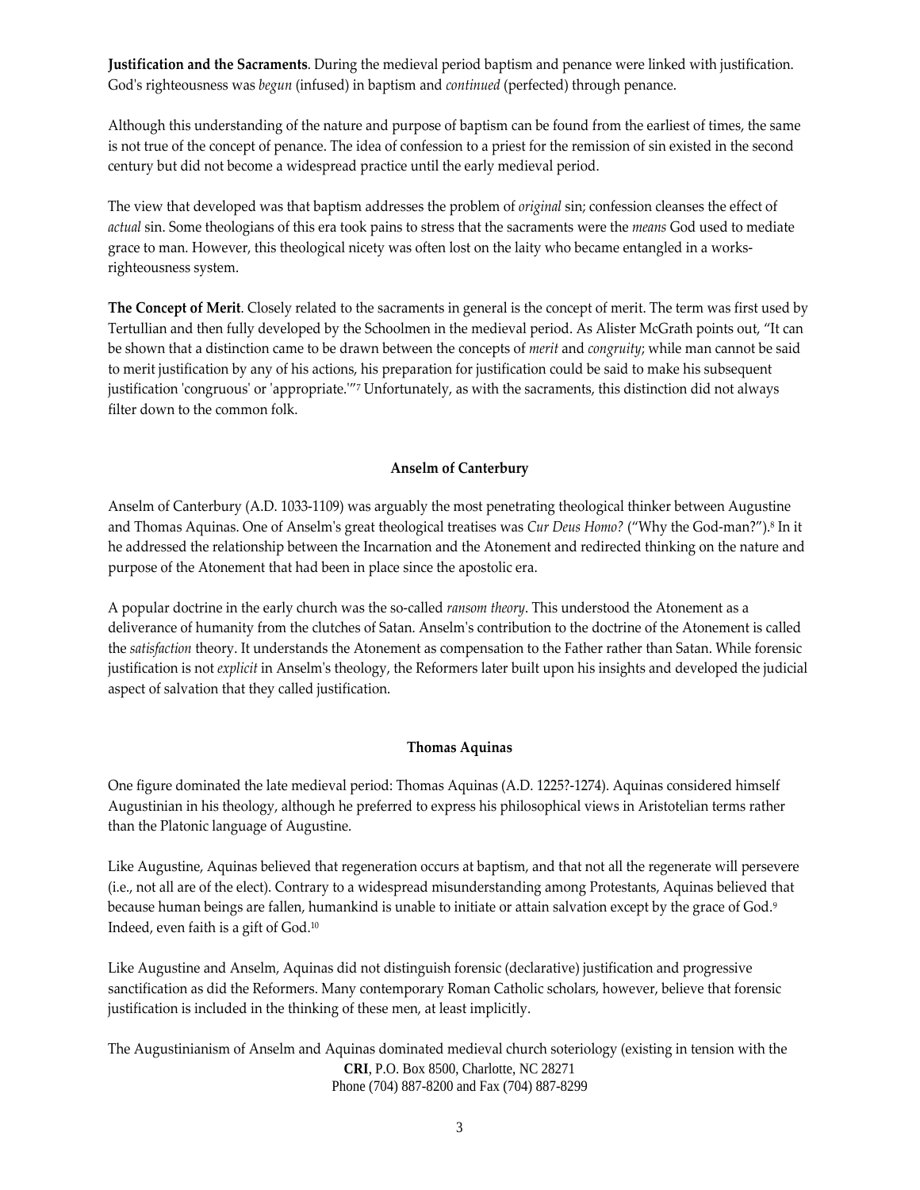**Justification and the Sacraments**. During the medieval period baptism and penance were linked with justification. God's righteousness was *begun* (infused) in baptism and *continued* (perfected) through penance.

Although this understanding of the nature and purpose of baptism can be found from the earliest of times, the same is not true of the concept of penance. The idea of confession to a priest for the remission of sin existed in the second century but did not become a widespread practice until the early medieval period.

The view that developed was that baptism addresses the problem of *original* sin; confession cleanses the effect of *actual* sin. Some theologians of this era took pains to stress that the sacraments were the *means* God used to mediate grace to man. However, this theological nicety was often lost on the laity who became entangled in a works-righteousness system.

**The Concept of Merit**. Closely related to the sacraments in general is the concept of merit. The term was first used by Tertullian and then fully developed by the Schoolmen in the medieval period. As Alister McGrath points out, "It can be shown that a distinction came to be drawn between the concepts of *merit* and *congruity*; while man cannot be said to merit justification by any of his actions, his preparation for justification could be said to make his subsequent justification 'congruous' or 'appropriate.'"[7] Unfortunately, as with the sacraments, this distinction did not always filter down to the common folk.

## Anselm of Canterbury

Anselm of Canterbury (A.D. 1033-1109) was arguably the most penetrating theological thinker between Augustine and Thomas Aquinas. One of Anselm's great theological treatises was *Cur Deus Homo?* ("Why the God-man?").[8] In it he addressed the relationship between the Incarnation and the Atonement and redirected thinking on the nature and purpose of the Atonement that had been in place since the apostolic era.

A popular doctrine in the early church was the so-called *ransom theory*. This understood the Atonement as a deliverance of humanity from the clutches of Satan. Anselm's contribution to the doctrine of the Atonement is called the *satisfaction* theory. It understands the Atonement as compensation to the Father rather than Satan. While forensic justification is not *explicit* in Anselm's theology, the Reformers later built upon his insights and developed the judicial aspect of salvation that they called justification.

## Thomas Aquinas

One figure dominated the late medieval period: Thomas Aquinas (A.D. 1225?-1274). Aquinas considered himself Augustinian in his theology, although he preferred to express his philosophical views in Aristotelian terms rather than the Platonic language of Augustine.

Like Augustine, Aquinas believed that regeneration occurs at baptism, and that not all the regenerate will persevere (i.e., not all are of the elect). Contrary to a widespread misunderstanding among Protestants, Aquinas believed that because human beings are fallen, humankind is unable to initiate or attain salvation except by the grace of God.[9] Indeed, even faith is a gift of God.[10]

Like Augustine and Anselm, Aquinas did not distinguish forensic (declarative) justification and progressive sanctification as did the Reformers. Many contemporary Roman Catholic scholars, however, believe that forensic justification is included in the thinking of these men, at least implicitly.

The Augustinianism of Anselm and Aquinas dominated medieval church soteriology (existing in tension with the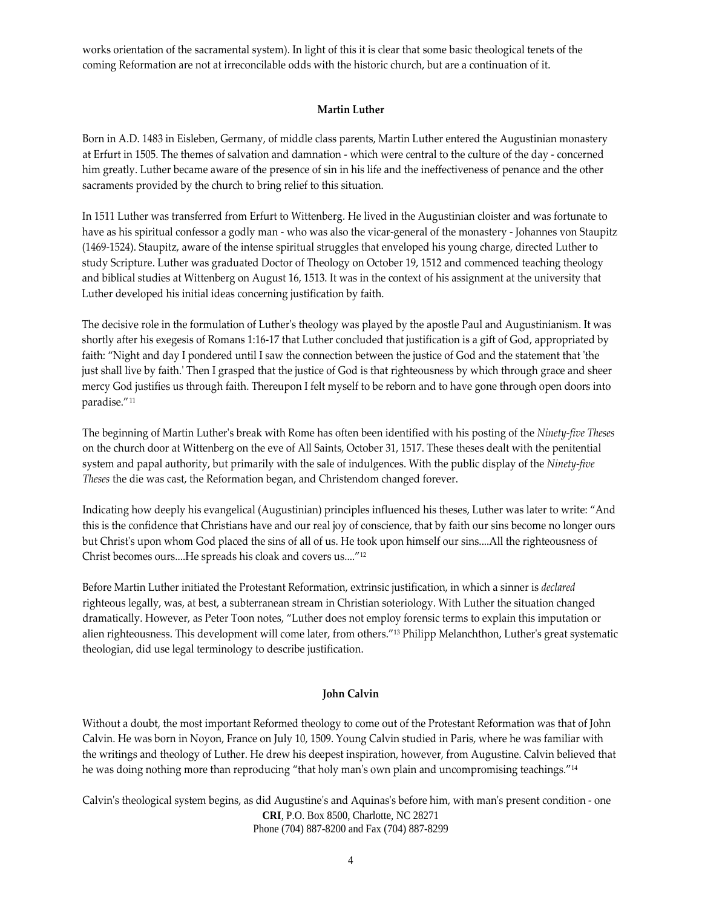works orientation of the sacramental system). In light of this it is clear that some basic theological tenets of the coming Reformation are not at irreconcilable odds with the historic church, but are a continuation of it.

### Martin Luther

Born in A.D. 1483 in Eisleben, Germany, of middle class parents, Martin Luther entered the Augustinian monastery at Erfurt in 1505. The themes of salvation and damnation - which were central to the culture of the day - concerned him greatly. Luther became aware of the presence of sin in his life and the ineffectiveness of penance and the other sacraments provided by the church to bring relief to this situation.

In 1511 Luther was transferred from Erfurt to Wittenberg. He lived in the Augustinian cloister and was fortunate to have as his spiritual confessor a godly man - who was also the vicar-general of the monastery - Johannes von Staupitz (1469-1524). Staupitz, aware of the intense spiritual struggles that enveloped his young charge, directed Luther to study Scripture. Luther was graduated Doctor of Theology on October 19, 1512 and commenced teaching theology and biblical studies at Wittenberg on August 16, 1513. It was in the context of his assignment at the university that Luther developed his initial ideas concerning justification by faith.

The decisive role in the formulation of Luther's theology was played by the apostle Paul and Augustinianism. It was shortly after his exegesis of Romans 1:16-17 that Luther concluded that justification is a gift of God, appropriated by faith: "Night and day I pondered until I saw the connection between the justice of God and the statement that 'the just shall live by faith.' Then I grasped that the justice of God is that righteousness by which through grace and sheer mercy God justifies us through faith. Thereupon I felt myself to be reborn and to have gone through open doors into paradise."[11]

The beginning of Martin Luther's break with Rome has often been identified with his posting of the *Ninety-five Theses* on the church door at Wittenberg on the eve of All Saints, October 31, 1517. These theses dealt with the penitential system and papal authority, but primarily with the sale of indulgences. With the public display of the *Ninety-five Theses* the die was cast, the Reformation began, and Christendom changed forever.

Indicating how deeply his evangelical (Augustinian) principles influenced his theses, Luther was later to write: "And this is the confidence that Christians have and our real joy of conscience, that by faith our sins become no longer ours but Christ's upon whom God placed the sins of all of us. He took upon himself our sins....All the righteousness of Christ becomes ours....He spreads his cloak and covers us...."[12]

Before Martin Luther initiated the Protestant Reformation, extrinsic justification, in which a sinner is *declared* righteous legally, was, at best, a subterranean stream in Christian soteriology. With Luther the situation changed dramatically. However, as Peter Toon notes, "Luther does not employ forensic terms to explain this imputation or alien righteousness. This development will come later, from others."[13] Philipp Melanchthon, Luther's great systematic theologian, did use legal terminology to describe justification.

### John Calvin

Without a doubt, the most important Reformed theology to come out of the Protestant Reformation was that of John Calvin. He was born in Noyon, France on July 10, 1509. Young Calvin studied in Paris, where he was familiar with the writings and theology of Luther. He drew his deepest inspiration, however, from Augustine. Calvin believed that he was doing nothing more than reproducing "that holy man's own plain and uncompromising teachings."[14]

Calvin's theological system begins, as did Augustine's and Aquinas's before him, with man's present condition - one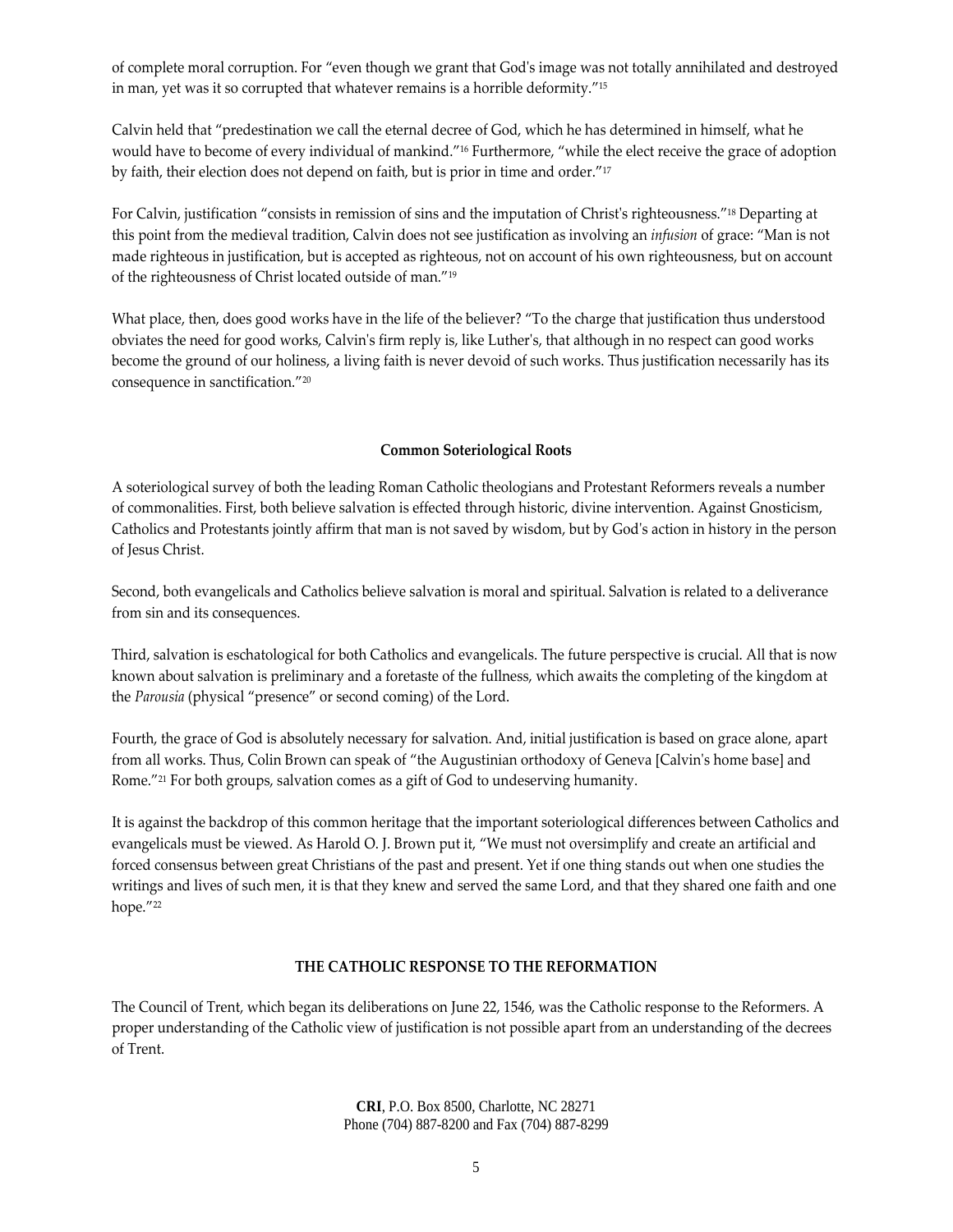of complete moral corruption. For "even though we grant that God's image was not totally annihilated and destroyed in man, yet was it so corrupted that whatever remains is a horrible deformity."[15]

Calvin held that "predestination we call the eternal decree of God, which he has determined in himself, what he would have to become of every individual of mankind."[16] Furthermore, "while the elect receive the grace of adoption by faith, their election does not depend on faith, but is prior in time and order."[17]

For Calvin, justification "consists in remission of sins and the imputation of Christ's righteousness."[18] Departing at this point from the medieval tradition, Calvin does not see justification as involving an *infusion* of grace: "Man is not made righteous in justification, but is accepted as righteous, not on account of his own righteousness, but on account of the righteousness of Christ located outside of man."[19]

What place, then, does good works have in the life of the believer? "To the charge that justification thus understood obviates the need for good works, Calvin's firm reply is, like Luther's, that although in no respect can good works become the ground of our holiness, a living faith is never devoid of such works. Thus justification necessarily has its consequence in sanctification."[20]

### Common Soteriological Roots

A soteriological survey of both the leading Roman Catholic theologians and Protestant Reformers reveals a number of commonalities. First, both believe salvation is effected through historic, divine intervention. Against Gnosticism, Catholics and Protestants jointly affirm that man is not saved by wisdom, but by God's action in history in the person of Jesus Christ.

Second, both evangelicals and Catholics believe salvation is moral and spiritual. Salvation is related to a deliverance from sin and its consequences.

Third, salvation is eschatological for both Catholics and evangelicals. The future perspective is crucial. All that is now known about salvation is preliminary and a foretaste of the fullness, which awaits the completing of the kingdom at the *Parousia* (physical "presence" or second coming) of the Lord.

Fourth, the grace of God is absolutely necessary for salvation. And, initial justification is based on grace alone, apart from all works. Thus, Colin Brown can speak of "the Augustinian orthodoxy of Geneva [Calvin's home base] and Rome."[21] For both groups, salvation comes as a gift of God to undeserving humanity.

It is against the backdrop of this common heritage that the important soteriological differences between Catholics and evangelicals must be viewed. As Harold O. J. Brown put it, "We must not oversimplify and create an artificial and forced consensus between great Christians of the past and present. Yet if one thing stands out when one studies the writings and lives of such men, it is that they knew and served the same Lord, and that they shared one faith and one hope."[22]

## THE CATHOLIC RESPONSE TO THE REFORMATION

The Council of Trent, which began its deliberations on June 22, 1546, was the Catholic response to the Reformers. A proper understanding of the Catholic view of justification is not possible apart from an understanding of the decrees of Trent.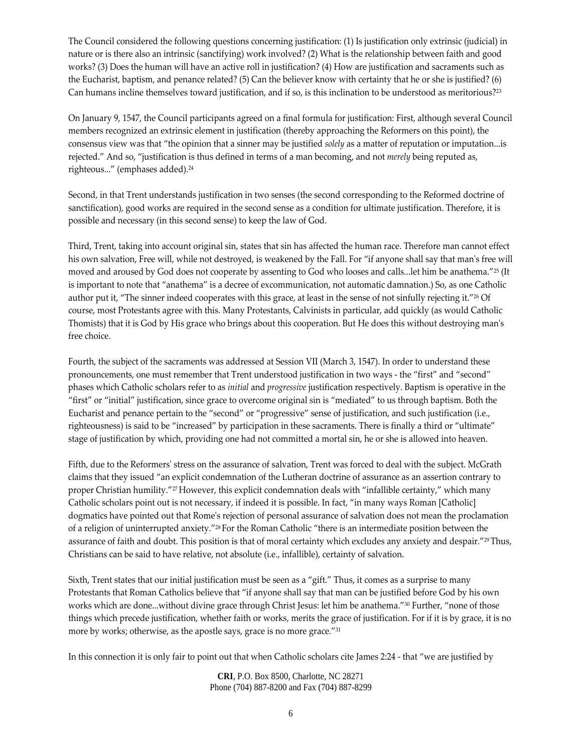The Council considered the following questions concerning justification: (1) Is justification only extrinsic (judicial) in nature or is there also an intrinsic (sanctifying) work involved? (2) What is the relationship between faith and good works? (3) Does the human will have an active roll in justification? (4) How are justification and sacraments such as the Eucharist, baptism, and penance related? (5) Can the believer know with certainty that he or she is justified? (6) Can humans incline themselves toward justification, and if so, is this inclination to be understood as meritorious?[23]

On January 9, 1547, the Council participants agreed on a final formula for justification: First, although several Council members recognized an extrinsic element in justification (thereby approaching the Reformers on this point), the consensus view was that "the opinion that a sinner may be justified *solely* as a matter of reputation or imputation...is rejected." And so, "justification is thus defined in terms of a man becoming, and not *merely* being reputed as, righteous..." (emphases added).[24]

Second, in that Trent understands justification in two senses (the second corresponding to the Reformed doctrine of sanctification), good works are required in the second sense as a condition for ultimate justification. Therefore, it is possible and necessary (in this second sense) to keep the law of God.

Third, Trent, taking into account original sin, states that sin has affected the human race. Therefore man cannot effect his own salvation, Free will, while not destroyed, is weakened by the Fall. For "if anyone shall say that man's free will moved and aroused by God does not cooperate by assenting to God who looses and calls...let him be anathema."[25] (It is important to note that "anathema" is a decree of excommunication, not automatic damnation.) So, as one Catholic author put it, "The sinner indeed cooperates with this grace, at least in the sense of not sinfully rejecting it."[26] Of course, most Protestants agree with this. Many Protestants, Calvinists in particular, add quickly (as would Catholic Thomists) that it is God by His grace who brings about this cooperation. But He does this without destroying man's free choice.

Fourth, the subject of the sacraments was addressed at Session VII (March 3, 1547). In order to understand these pronouncements, one must remember that Trent understood justification in two ways - the "first" and "second" phases which Catholic scholars refer to as *initial* and *progressive* justification respectively. Baptism is operative in the "first" or "initial" justification, since grace to overcome original sin is "mediated" to us through baptism. Both the Eucharist and penance pertain to the "second" or "progressive" sense of justification, and such justification (i.e., righteousness) is said to be "increased" by participation in these sacraments. There is finally a third or "ultimate" stage of justification by which, providing one had not committed a mortal sin, he or she is allowed into heaven.

Fifth, due to the Reformers' stress on the assurance of salvation, Trent was forced to deal with the subject. McGrath claims that they issued "an explicit condemnation of the Lutheran doctrine of assurance as an assertion contrary to proper Christian humility."[27] However, this explicit condemnation deals with "infallible certainty," which many Catholic scholars point out is not necessary, if indeed it is possible. In fact, "in many ways Roman [Catholic] dogmatics have pointed out that Rome's rejection of personal assurance of salvation does not mean the proclamation of a religion of uninterrupted anxiety."[28] For the Roman Catholic "there is an intermediate position between the assurance of faith and doubt. This position is that of moral certainty which excludes any anxiety and despair."[29] Thus, Christians can be said to have relative, not absolute (i.e., infallible), certainty of salvation.

Sixth, Trent states that our initial justification must be seen as a "gift." Thus, it comes as a surprise to many Protestants that Roman Catholics believe that "if anyone shall say that man can be justified before God by his own works which are done...without divine grace through Christ Jesus: let him be anathema."[30] Further, "none of those things which precede justification, whether faith or works, merits the grace of justification. For if it is by grace, it is no more by works; otherwise, as the apostle says, grace is no more grace."[31]

In this connection it is only fair to point out that when Catholic scholars cite James 2:24 - that "we are justified by

**CRI**, P.O. Box 8500, Charlotte, NC 28271
Phone (704) 887-8200 and Fax (704) 887-8299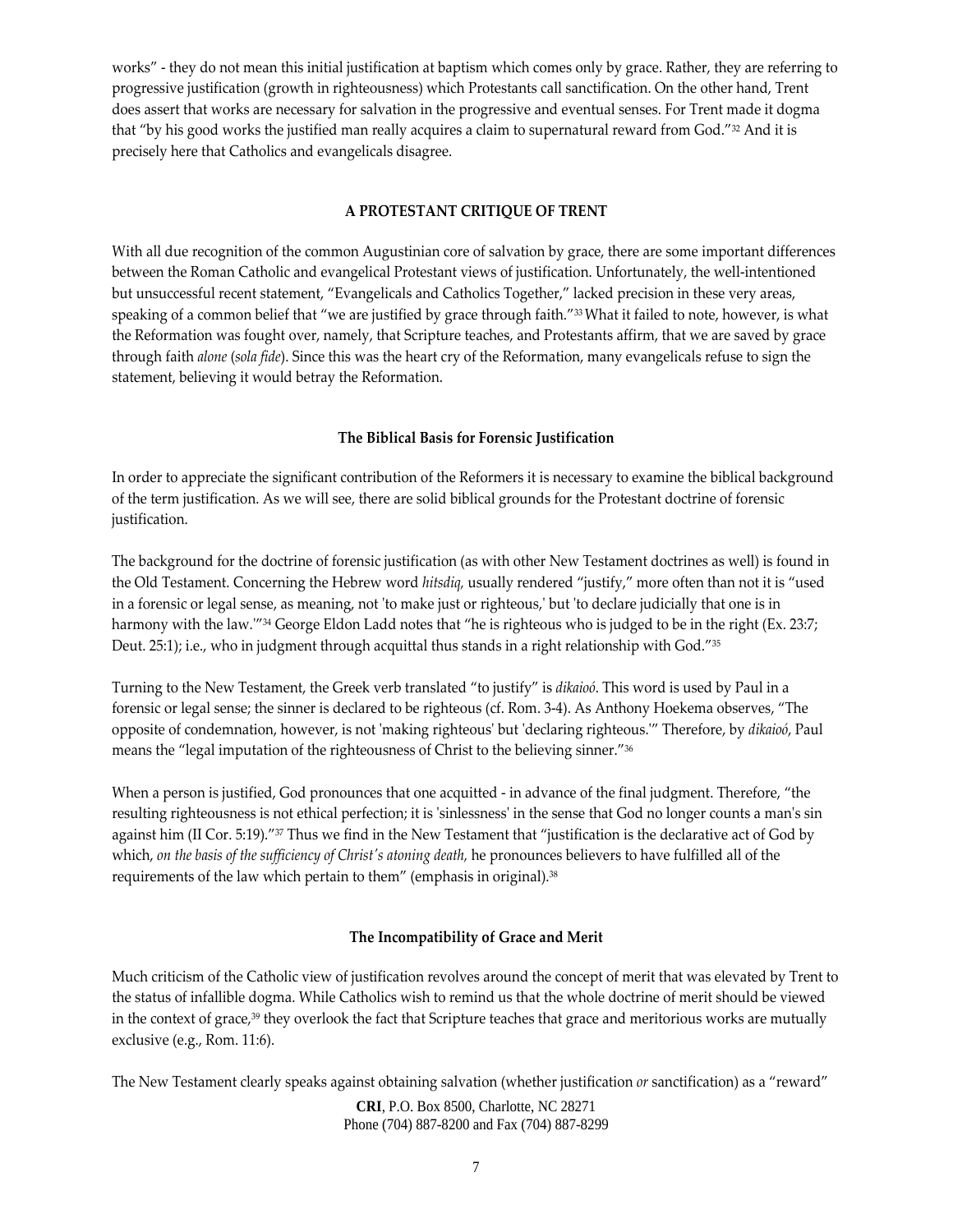works" - they do not mean this initial justification at baptism which comes only by grace. Rather, they are referring to progressive justification (growth in righteousness) which Protestants call sanctification. On the other hand, Trent does assert that works are necessary for salvation in the progressive and eventual senses. For Trent made it dogma that "by his good works the justified man really acquires a claim to supernatural reward from God."[32] And it is precisely here that Catholics and evangelicals disagree.

## A PROTESTANT CRITIQUE OF TRENT

With all due recognition of the common Augustinian core of salvation by grace, there are some important differences between the Roman Catholic and evangelical Protestant views of justification. Unfortunately, the well-intentioned but unsuccessful recent statement, "Evangelicals and Catholics Together," lacked precision in these very areas, speaking of a common belief that "we are justified by grace through faith."[33] What it failed to note, however, is what the Reformation was fought over, namely, that Scripture teaches, and Protestants affirm, that we are saved by grace through faith *alone* (*sola fide*). Since this was the heart cry of the Reformation, many evangelicals refuse to sign the statement, believing it would betray the Reformation.

### The Biblical Basis for Forensic Justification

In order to appreciate the significant contribution of the Reformers it is necessary to examine the biblical background of the term justification. As we will see, there are solid biblical grounds for the Protestant doctrine of forensic justification.

The background for the doctrine of forensic justification (as with other New Testament doctrines as well) is found in the Old Testament. Concerning the Hebrew word *hitsdiq,* usually rendered "justify," more often than not it is "used in a forensic or legal sense, as meaning, not 'to make just or righteous,' but 'to declare judicially that one is in harmony with the law.'"[34] George Eldon Ladd notes that "he is righteous who is judged to be in the right (Ex. 23:7; Deut. 25:1); i.e., who in judgment through acquittal thus stands in a right relationship with God."[35]

Turning to the New Testament, the Greek verb translated "to justify" is *dikaioó*. This word is used by Paul in a forensic or legal sense; the sinner is declared to be righteous (cf. Rom. 3-4). As Anthony Hoekema observes, "The opposite of condemnation, however, is not 'making righteous' but 'declaring righteous.'" Therefore, by *dikaioó*, Paul means the "legal imputation of the righteousness of Christ to the believing sinner."[36]

When a person is justified, God pronounces that one acquitted - in advance of the final judgment. Therefore, "the resulting righteousness is not ethical perfection; it is 'sinlessness' in the sense that God no longer counts a man's sin against him (II Cor. 5:19)."[37] Thus we find in the New Testament that "justification is the declarative act of God by which, *on the basis of the sufficiency of Christ's atoning death,* he pronounces believers to have fulfilled all of the requirements of the law which pertain to them" (emphasis in original).[38]

### The Incompatibility of Grace and Merit

Much criticism of the Catholic view of justification revolves around the concept of merit that was elevated by Trent to the status of infallible dogma. While Catholics wish to remind us that the whole doctrine of merit should be viewed in the context of grace,[39] they overlook the fact that Scripture teaches that grace and meritorious works are mutually exclusive (e.g., Rom. 11:6).

The New Testament clearly speaks against obtaining salvation (whether justification *or* sanctification) as a "reward"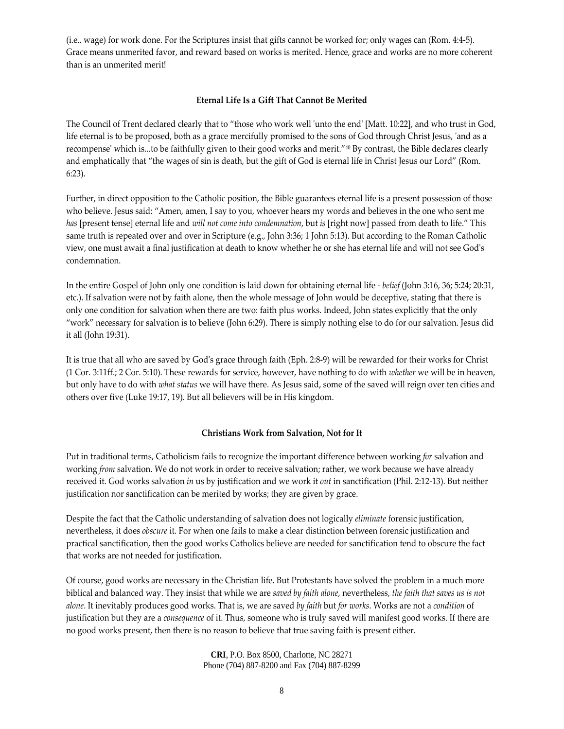(i.e., wage) for work done. For the Scriptures insist that gifts cannot be worked for; only wages can (Rom. 4:4-5). Grace means unmerited favor, and reward based on works is merited. Hence, grace and works are no more coherent than is an unmerited merit!

### Eternal Life Is a Gift That Cannot Be Merited

The Council of Trent declared clearly that to "those who work well 'unto the end' [Matt. 10:22], and who trust in God, life eternal is to be proposed, both as a grace mercifully promised to the sons of God through Christ Jesus, 'and as a recompense' which is...to be faithfully given to their good works and merit."[40] By contrast, the Bible declares clearly and emphatically that "the wages of sin is death, but the gift of God is eternal life in Christ Jesus our Lord" (Rom. 6:23).

Further, in direct opposition to the Catholic position, the Bible guarantees eternal life is a present possession of those who believe. Jesus said: "Amen, amen, I say to you, whoever hears my words and believes in the one who sent me *has* [present tense] eternal life and *will not come into condemnation*, but *is* [right now] passed from death to life." This same truth is repeated over and over in Scripture (e.g., John 3:36; 1 John 5:13). But according to the Roman Catholic view, one must await a final justification at death to know whether he or she has eternal life and will not see God's condemnation.

In the entire Gospel of John only one condition is laid down for obtaining eternal life - *belief* (John 3:16, 36; 5:24; 20:31, etc.). If salvation were not by faith alone, then the whole message of John would be deceptive, stating that there is only one condition for salvation when there are two: faith plus works. Indeed, John states explicitly that the only "work" necessary for salvation is to believe (John 6:29). There is simply nothing else to do for our salvation. Jesus did it all (John 19:31).

It is true that all who are saved by God's grace through faith (Eph. 2:8-9) will be rewarded for their works for Christ (1 Cor. 3:11ff.; 2 Cor. 5:10). These rewards for service, however, have nothing to do with *whether* we will be in heaven, but only have to do with *what status* we will have there. As Jesus said, some of the saved will reign over ten cities and others over five (Luke 19:17, 19). But all believers will be in His kingdom.

### Christians Work from Salvation, Not for It

Put in traditional terms, Catholicism fails to recognize the important difference between working *for* salvation and working *from* salvation. We do not work in order to receive salvation; rather, we work because we have already received it. God works salvation *in* us by justification and we work it *out* in sanctification (Phil. 2:12-13). But neither justification nor sanctification can be merited by works; they are given by grace.

Despite the fact that the Catholic understanding of salvation does not logically *eliminate* forensic justification, nevertheless, it does *obscure* it. For when one fails to make a clear distinction between forensic justification and practical sanctification, then the good works Catholics believe are needed for sanctification tend to obscure the fact that works are not needed for justification.

Of course, good works are necessary in the Christian life. But Protestants have solved the problem in a much more biblical and balanced way. They insist that while we are *saved by faith alone*, nevertheless, *the faith that saves us is not alone*. It inevitably produces good works. That is, we are saved *by faith* but *for works*. Works are not a *condition* of justification but they are a *consequence* of it. Thus, someone who is truly saved will manifest good works. If there are no good works present, then there is no reason to believe that true saving faith is present either.

**CRI**, P.O. Box 8500, Charlotte, NC 28271
Phone (704) 887-8200 and Fax (704) 887-8299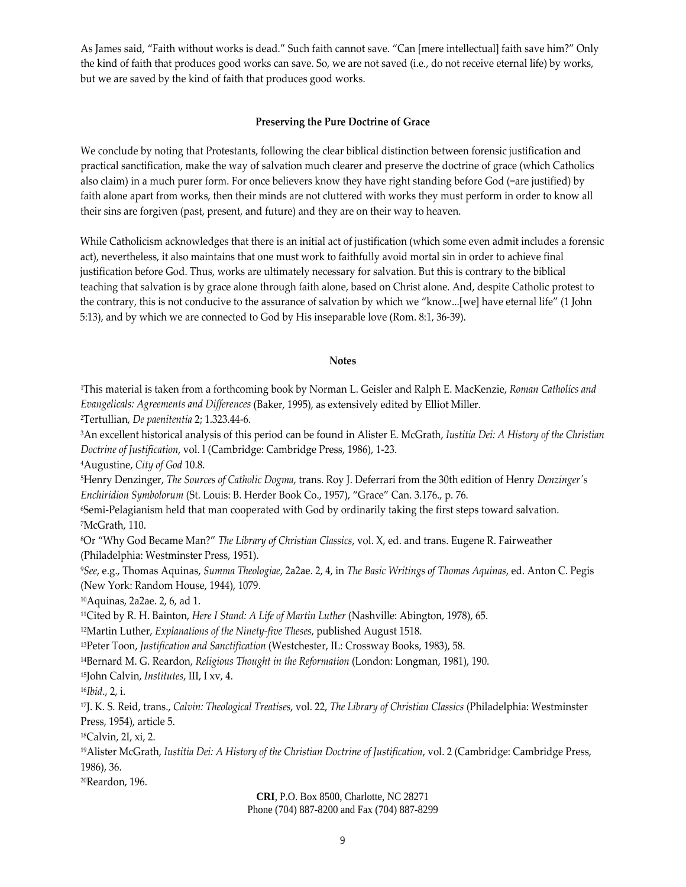As James said, "Faith without works is dead." Such faith cannot save. "Can [mere intellectual] faith save him?" Only the kind of faith that produces good works can save. So, we are not saved (i.e., do not receive eternal life) by works, but we are saved by the kind of faith that produces good works.

### Preserving the Pure Doctrine of Grace

We conclude by noting that Protestants, following the clear biblical distinction between forensic justification and practical sanctification, make the way of salvation much clearer and preserve the doctrine of grace (which Catholics also claim) in a much purer form. For once believers know they have right standing before God (=are justified) by faith alone apart from works, then their minds are not cluttered with works they must perform in order to know all their sins are forgiven (past, present, and future) and they are on their way to heaven.

While Catholicism acknowledges that there is an initial act of justification (which some even admit includes a forensic act), nevertheless, it also maintains that one must work to faithfully avoid mortal sin in order to achieve final justification before God. Thus, works are ultimately necessary for salvation. But this is contrary to the biblical teaching that salvation is by grace alone through faith alone, based on Christ alone. And, despite Catholic protest to the contrary, this is not conducive to the assurance of salvation by which we "know...[we] have eternal life" (1 John 5:13), and by which we are connected to God by His inseparable love (Rom. 8:1, 36-39).

### Notes

[1]This material is taken from a forthcoming book by Norman L. Geisler and Ralph E. MacKenzie, *Roman Catholics and Evangelicals: Agreements and Differences* (Baker, 1995), as extensively edited by Elliot Miller.
[2]Tertullian, *De paenitentia* 2; 1.323.44-6.
[3]An excellent historical analysis of this period can be found in Alister E. McGrath, *Iustitia Dei: A History of the Christian Doctrine of Justification*, vol. l (Cambridge: Cambridge Press, 1986), 1-23.
[4]Augustine, *City of God* 10.8.
[5]Henry Denzinger, *The Sources of Catholic Dogma*, trans. Roy J. Deferrari from the 30th edition of Henry *Denzinger's Enchiridion Symbolorum* (St. Louis: B. Herder Book Co., 1957), "Grace" Can. 3.176., p. 76.
[6]Semi-Pelagianism held that man cooperated with God by ordinarily taking the first steps toward salvation.
[7]McGrath, 110.
[8]Or "Why God Became Man?" *The Library of Christian Classics*, vol. X, ed. and trans. Eugene R. Fairweather (Philadelphia: Westminster Press, 1951).
[9]*See*, e.g., Thomas Aquinas, *Summa Theologiae*, 2a2ae. 2, 4, in *The Basic Writings of Thomas Aquinas*, ed. Anton C. Pegis (New York: Random House, 1944), 1079.
[10]Aquinas, 2a2ae. 2, 6, ad 1.
[11]Cited by R. H. Bainton, *Here I Stand: A Life of Martin Luther* (Nashville: Abington, 1978), 65.
[12]Martin Luther, *Explanations of the Ninety-five Theses*, published August 1518.
[13]Peter Toon, *Justification and Sanctification* (Westchester, IL: Crossway Books, 1983), 58.
[14]Bernard M. G. Reardon, *Religious Thought in the Reformation* (London: Longman, 1981), 190.
[15]John Calvin, *Institutes*, III, I xv, 4.
[16]*Ibid*., 2, i.
[17]J. K. S. Reid, trans., *Calvin: Theological Treatises*, vol. 22, *The Library of Christian Classics* (Philadelphia: Westminster Press, 1954), article 5.
[18]Calvin, 2I, xi, 2.
[19]Alister McGrath, *Iustitia Dei: A History of the Christian Doctrine of Justification*, vol. 2 (Cambridge: Cambridge Press, 1986), 36.
[20]Reardon, 196.

**CRI**, P.O. Box 8500, Charlotte, NC 28271
Phone (704) 887-8200 and Fax (704) 887-8299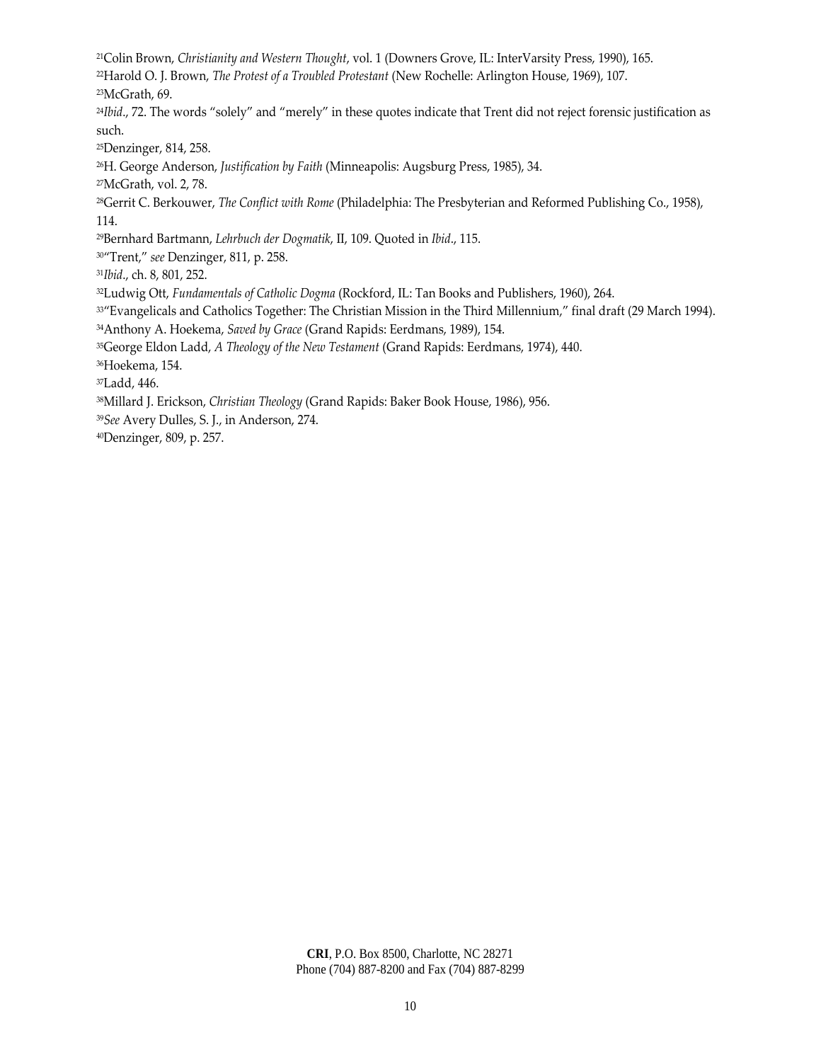[21]Colin Brown, *Christianity and Western Thought*, vol. 1 (Downers Grove, IL: InterVarsity Press, 1990), 165.

[22]Harold O. J. Brown, *The Protest of a Troubled Protestant* (New Rochelle: Arlington House, 1969), 107.

[23]McGrath, 69.

[24]*Ibid*., 72. The words "solely" and "merely" in these quotes indicate that Trent did not reject forensic justification as such.

[25]Denzinger, 814, 258.

[26]H. George Anderson, *Justification by Faith* (Minneapolis: Augsburg Press, 1985), 34.

[27]McGrath, vol. 2, 78.

[28]Gerrit C. Berkouwer, *The Conflict with Rome* (Philadelphia: The Presbyterian and Reformed Publishing Co., 1958), 114.

[29]Bernhard Bartmann, *Lehrbuch der Dogmatik*, II, 109. Quoted in *Ibid*., 115.

[30]"Trent," *see* Denzinger, 811, p. 258.

[31]*Ibid*., ch. 8, 801, 252.

[32]Ludwig Ott, *Fundamentals of Catholic Dogma* (Rockford, IL: Tan Books and Publishers, 1960), 264.

[33]"Evangelicals and Catholics Together: The Christian Mission in the Third Millennium," final draft (29 March 1994).

[34]Anthony A. Hoekema, *Saved by Grace* (Grand Rapids: Eerdmans, 1989), 154.

[35]George Eldon Ladd, *A Theology of the New Testament* (Grand Rapids: Eerdmans, 1974), 440.

[36]Hoekema, 154.

[37]Ladd, 446.

[38]Millard J. Erickson, *Christian Theology* (Grand Rapids: Baker Book House, 1986), 956.

[39]*See* Avery Dulles, S. J., in Anderson, 274.

[40]Denzinger, 809, p. 257.

**CRI**, P.O. Box 8500, Charlotte, NC 28271
Phone (704) 887-8200 and Fax (704) 887-8299